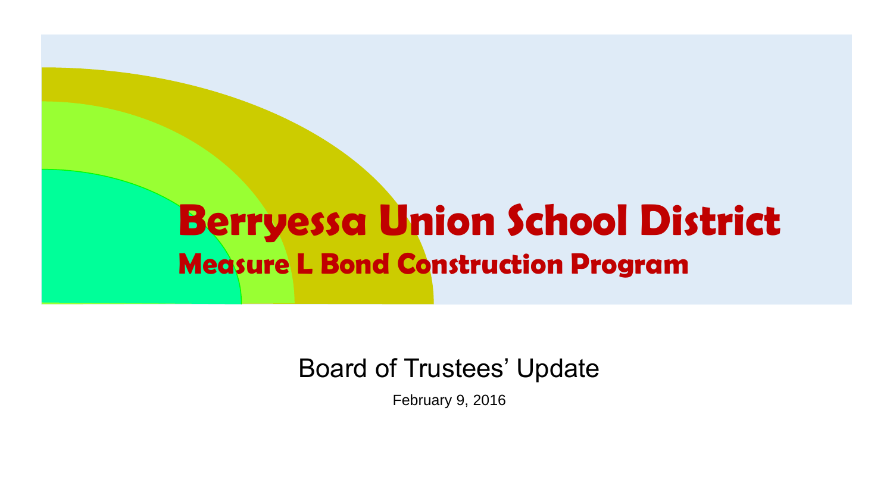# Berryessa Union School District

## Measure L Bond Construction Program

Board of Trustees' Update

February 9, 2016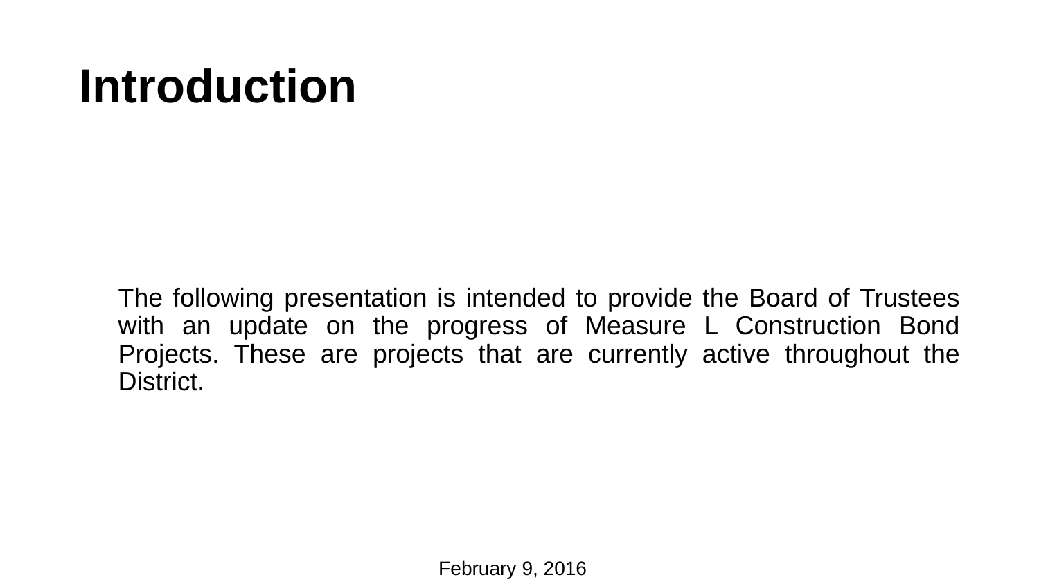# Introduction

The following presentation is intended to provide the Board of Trustees with an update on the progress of Measure L Construction Bond Projects. These are projects that are currently active throughout the District.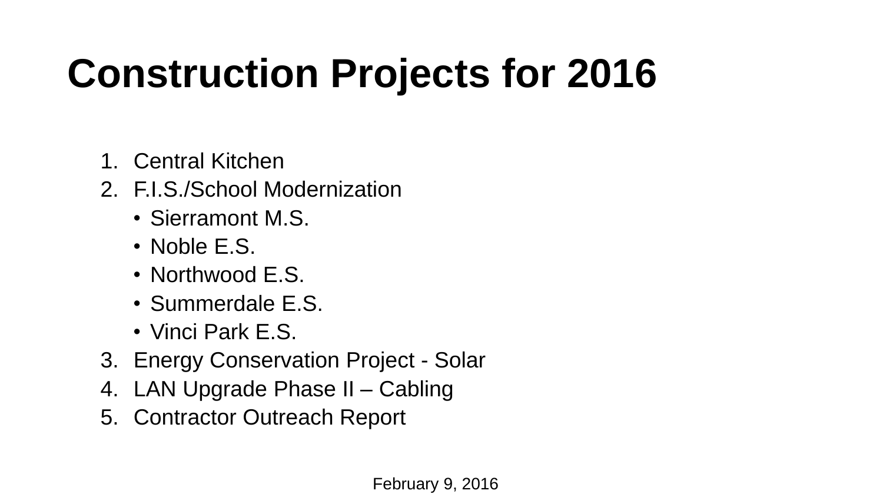# Construction Projects for 2016

1. Central Kitchen
2. F.I.S./School Modernization
   - Sierramont M.S.
   - Noble E.S.
   - Northwood E.S.
   - Summerdale E.S.
   - Vinci Park E.S.
3. Energy Conservation Project - Solar
4. LAN Upgrade Phase II – Cabling
5. Contractor Outreach Report

February 9, 2016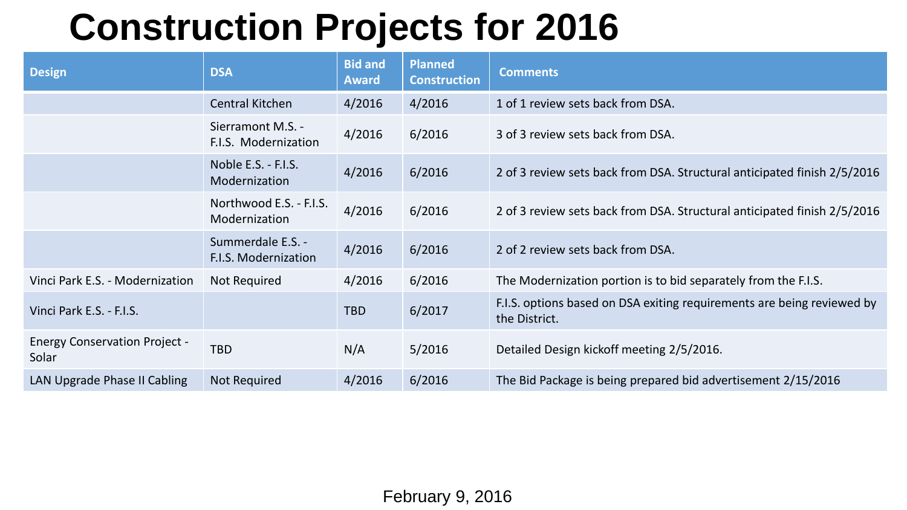# Construction Projects for 2016

| Design | DSA | Bid and Award | Planned Construction | Comments |
|---|---|---|---|---|
| | Central Kitchen | 4/2016 | 4/2016 | 1 of 1 review sets back from DSA. |
| | Sierramont M.S. - F.I.S. Modernization | 4/2016 | 6/2016 | 3 of 3 review sets back from DSA. |
| | Noble E.S. - F.I.S. Modernization | 4/2016 | 6/2016 | 2 of 3 review sets back from DSA. Structural anticipated finish 2/5/2016 |
| | Northwood E.S. - F.I.S. Modernization | 4/2016 | 6/2016 | 2 of 3 review sets back from DSA. Structural anticipated finish 2/5/2016 |
| | Summerdale E.S. - F.I.S. Modernization | 4/2016 | 6/2016 | 2 of 2 review sets back from DSA. |
| Vinci Park E.S. - Modernization | Not Required | 4/2016 | 6/2016 | The Modernization portion is to bid separately from the F.I.S. |
| Vinci Park E.S. - F.I.S. | | TBD | 6/2017 | F.I.S. options based on DSA exiting requirements are being reviewed by the District. |
| Energy Conservation Project - Solar | TBD | N/A | 5/2016 | Detailed Design kickoff meeting 2/5/2016. |
| LAN Upgrade Phase II Cabling | Not Required | 4/2016 | 6/2016 | The Bid Package is being prepared bid advertisement 2/15/2016 |

February 9, 2016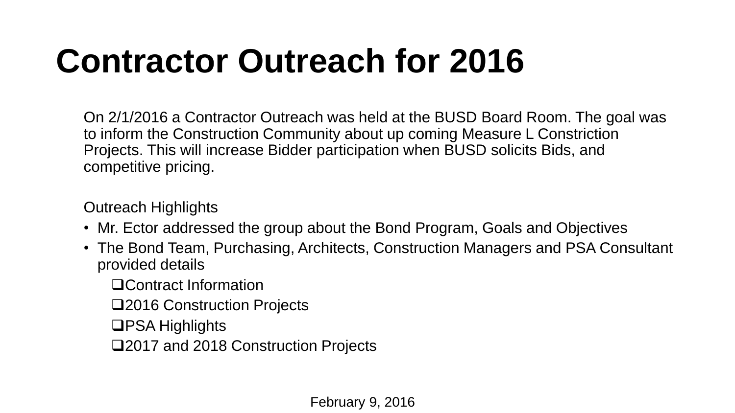# Contractor Outreach for 2016

On 2/1/2016 a Contractor Outreach was held at the BUSD Board Room. The goal was to inform the Construction Community about up coming Measure L Constriction Projects. This will increase Bidder participation when BUSD solicits Bids, and competitive pricing.

Outreach Highlights

- Mr. Ector addressed the group about the Bond Program, Goals and Objectives
- The Bond Team, Purchasing, Architects, Construction Managers and PSA Consultant provided details
  - ❑Contract Information
  - ❑2016 Construction Projects
  - ❑PSA Highlights
  - ❑2017 and 2018 Construction Projects

February 9, 2016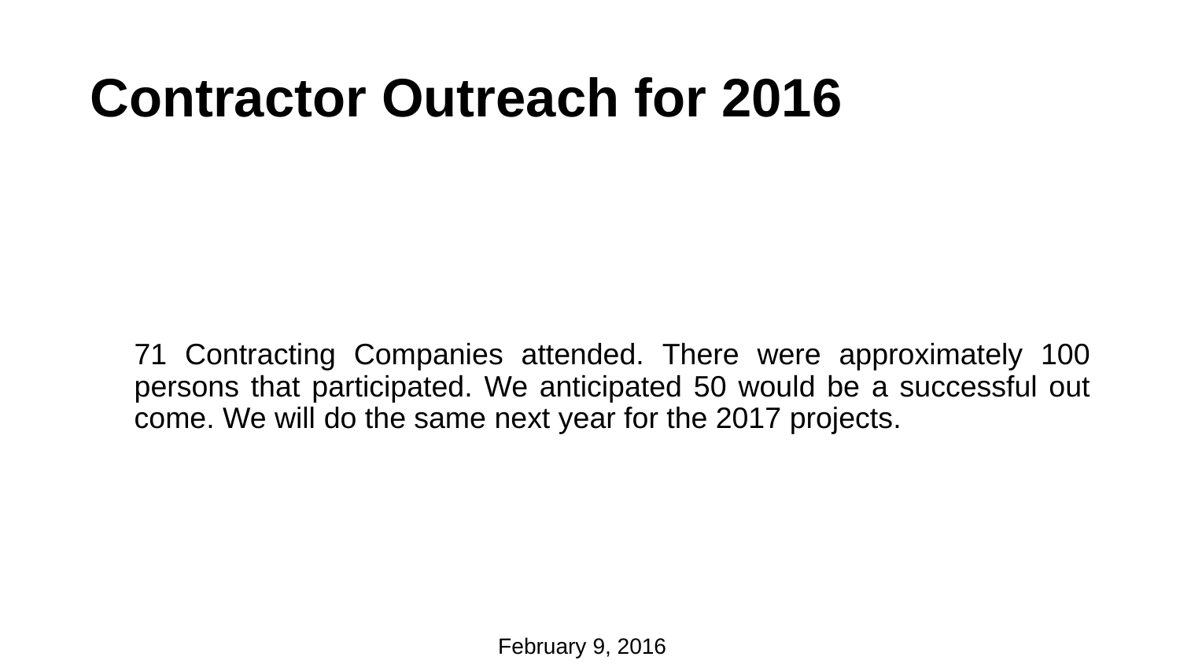# Contractor Outreach for 2016

71 Contracting Companies attended. There were approximately 100 persons that participated. We anticipated 50 would be a successful out come. We will do the same next year for the 2017 projects.

February 9, 2016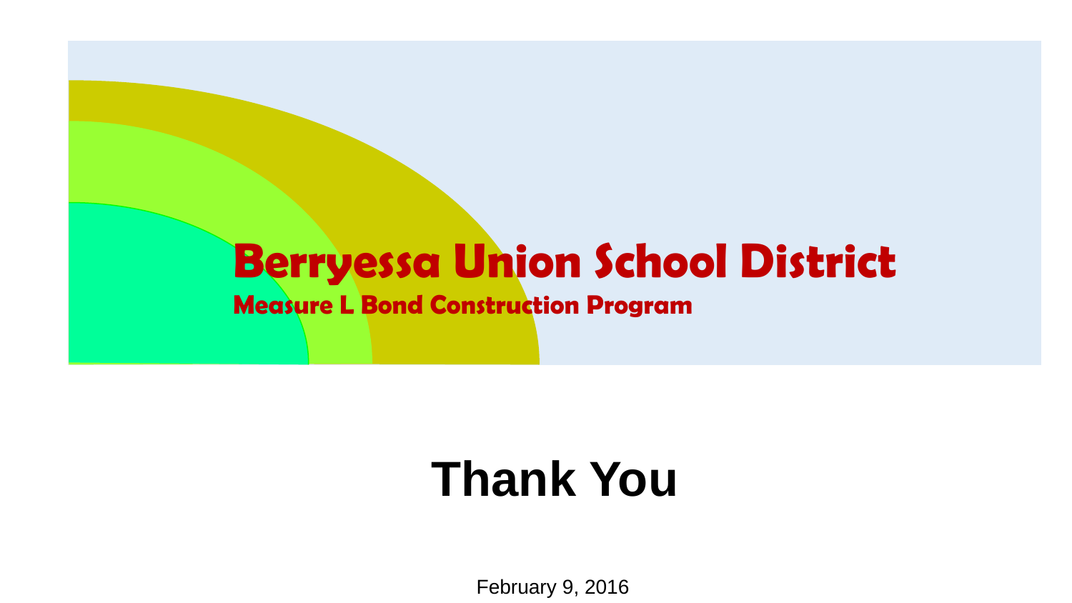# Berryessa Union School District

## Measure L Bond Construction Program

# Thank You

February 9, 2016